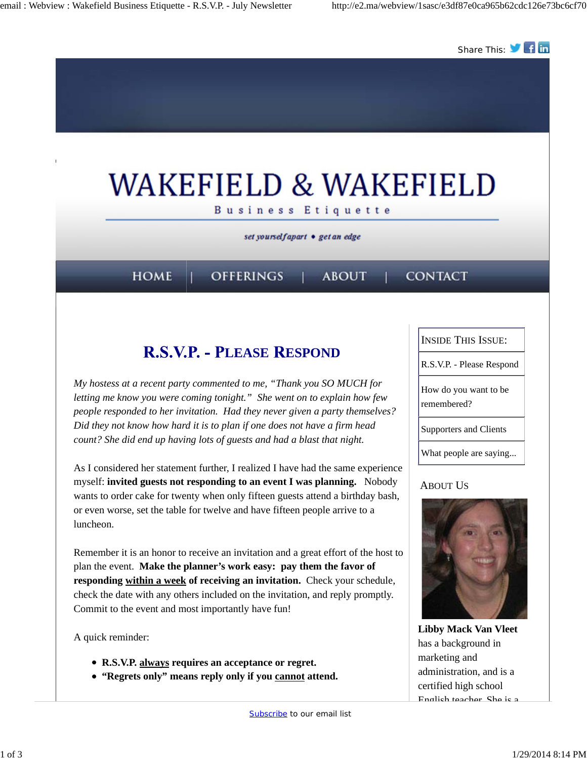Share This:

# WAKEFIELD & WAKEFIELD

Business Etiquette

*set yourself apart • get an edge*

HOME | OFFERINGS | ABOUT | CONTACT

## R.S.V.P. - Please Respond

*My hostess at a recent party commented to me, "Thank you SO MUCH for letting me know you were coming tonight." She went on to explain how few people responded to her invitation. Had they never given a party themselves? Did they not know how hard it is to plan if one does not have a firm head count? She did end up having lots of guests and had a blast that night.*

As I considered her statement further, I realized I have had the same experience myself: **invited guests not responding to an event I was planning.** Nobody wants to order cake for twenty when only fifteen guests attend a birthday bash, or even worse, set the table for twelve and have fifteen people arrive to a luncheon.

Remember it is an honor to receive an invitation and a great effort of the host to plan the event. **Make the planner's work easy: pay them the favor of responding within a week of receiving an invitation.** Check your schedule, check the date with any others included on the invitation, and reply promptly. Commit to the event and most importantly have fun!

A quick reminder:

- **R.S.V.P. always requires an acceptance or regret.**
- **"Regrets only" means reply only if you cannot attend.**

| Inside This Issue: |
|---|
| R.S.V.P. - Please Respond |
| How do you want to be remembered? |
| Supporters and Clients |
| What people are saying... |

### About Us

**Libby Mack Van Vleet** has a background in marketing and administration, and is a certified high school English teacher. She is a

Subscribe to our email list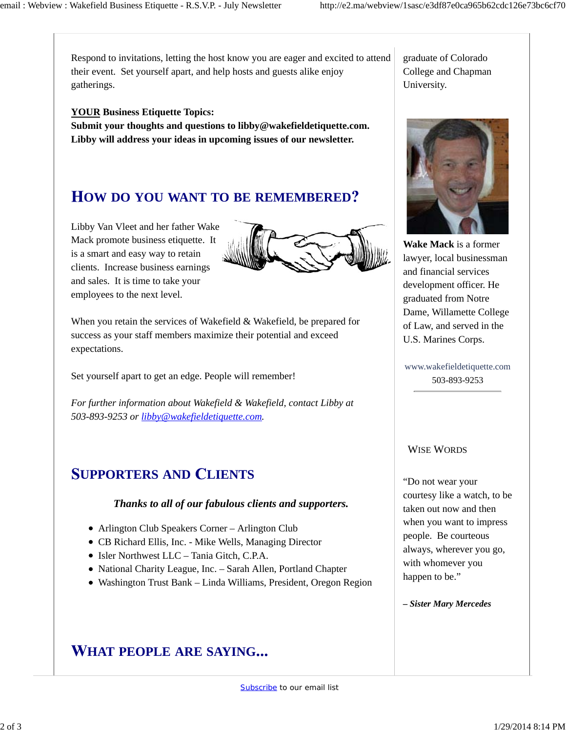Respond to invitations, letting the host know you are eager and excited to attend their event. Set yourself apart, and help hosts and guests alike enjoy gatherings.

**YOUR Business Etiquette Topics:**
**Submit your thoughts and questions to libby@wakefieldetiquette.com. Libby will address your ideas in upcoming issues of our newsletter.**

## HOW DO YOU WANT TO BE REMEMBERED?

Libby Van Vleet and her father Wake Mack promote business etiquette. It is a smart and easy way to retain clients. Increase business earnings and sales. It is time to take your employees to the next level.

When you retain the services of Wakefield & Wakefield, be prepared for success as your staff members maximize their potential and exceed expectations.

Set yourself apart to get an edge. People will remember!

*For further information about Wakefield & Wakefield, contact Libby at 503-893-9253 or [libby@wakefieldetiquette.com](mailto:libby@wakefieldetiquette.com).*

## SUPPORTERS AND CLIENTS

***Thanks to all of our fabulous clients and supporters.***

- Arlington Club Speakers Corner – Arlington Club
- CB Richard Ellis, Inc. - Mike Wells, Managing Director
- Isler Northwest LLC – Tania Gitch, C.P.A.
- National Charity League, Inc. – Sarah Allen, Portland Chapter
- Washington Trust Bank – Linda Williams, President, Oregon Region

## WHAT PEOPLE ARE SAYING...

graduate of Colorado College and Chapman University.

**Wake Mack** is a former lawyer, local businessman and financial services development officer. He graduated from Notre Dame, Willamette College of Law, and served in the U.S. Marines Corps.

www.wakefieldetiquette.com
503-893-9253

### WISE WORDS

"Do not wear your courtesy like a watch, to be taken out now and then when you want to impress people. Be courteous always, wherever you go, with whomever you happen to be."

***– Sister Mary Mercedes***

Subscribe to our email list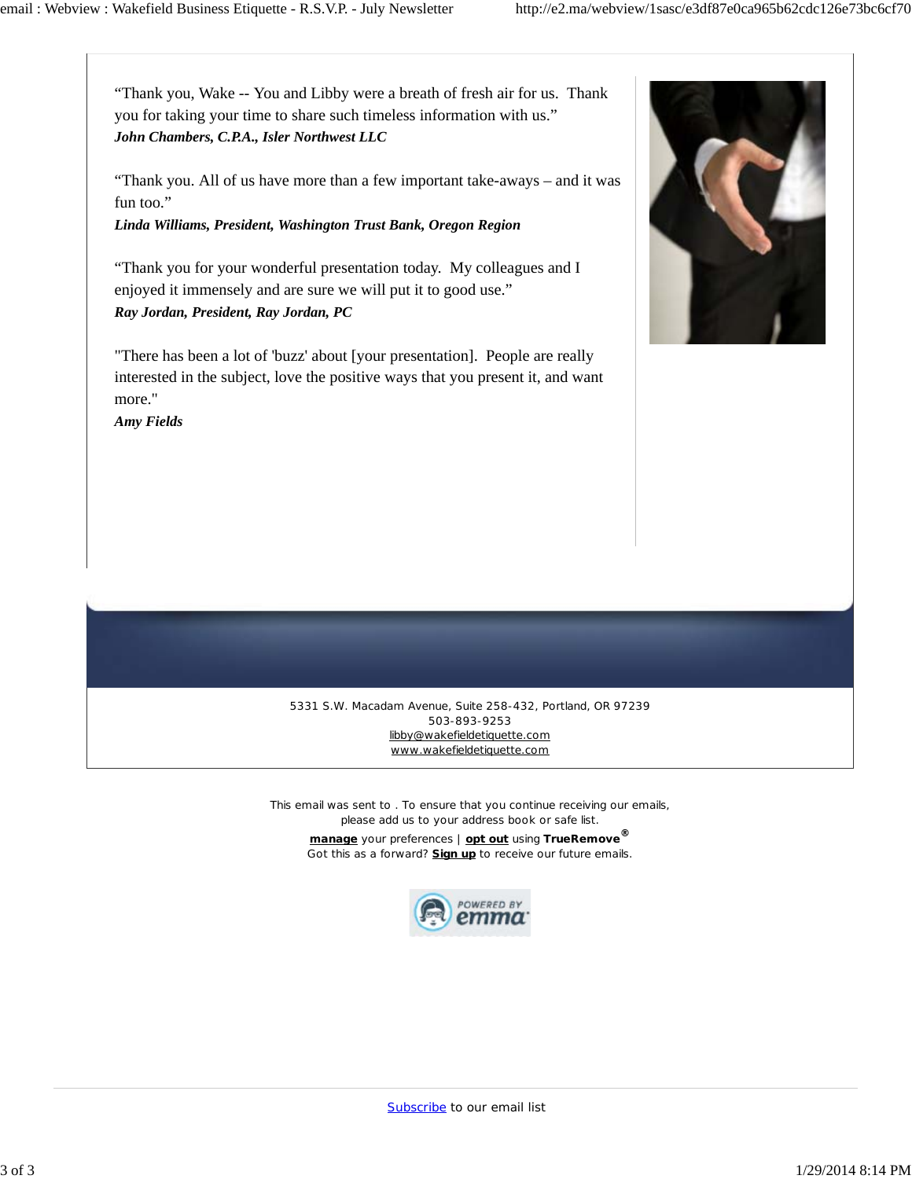“Thank you, Wake -- You and Libby were a breath of fresh air for us.  Thank you for taking your time to share such timeless information with us.”
***John Chambers, C.P.A., Isler Northwest LLC***

“Thank you. All of us have more than a few important take-aways – and it was fun too.”
***Linda Williams, President, Washington Trust Bank, Oregon Region***

“Thank you for your wonderful presentation today.  My colleagues and I enjoyed it immensely and are sure we will put it to good use.”
***Ray Jordan, President, Ray Jordan, PC***

"There has been a lot of 'buzz' about [your presentation].  People are really interested in the subject, love the positive ways that you present it, and want more."
***Amy Fields***

5331 S.W. Macadam Avenue, Suite 258-432, Portland, OR 97239
503-893-9253
libby@wakefieldetiquette.com
www.wakefieldetiquette.com

This email was sent to . To ensure that you continue receiving our emails, please add us to your address book or safe list.
**manage** your preferences | **opt out** using **TrueRemove®**
Got this as a forward? **Sign up** to receive our future emails.

POWERED BY emma

Subscribe to our email list